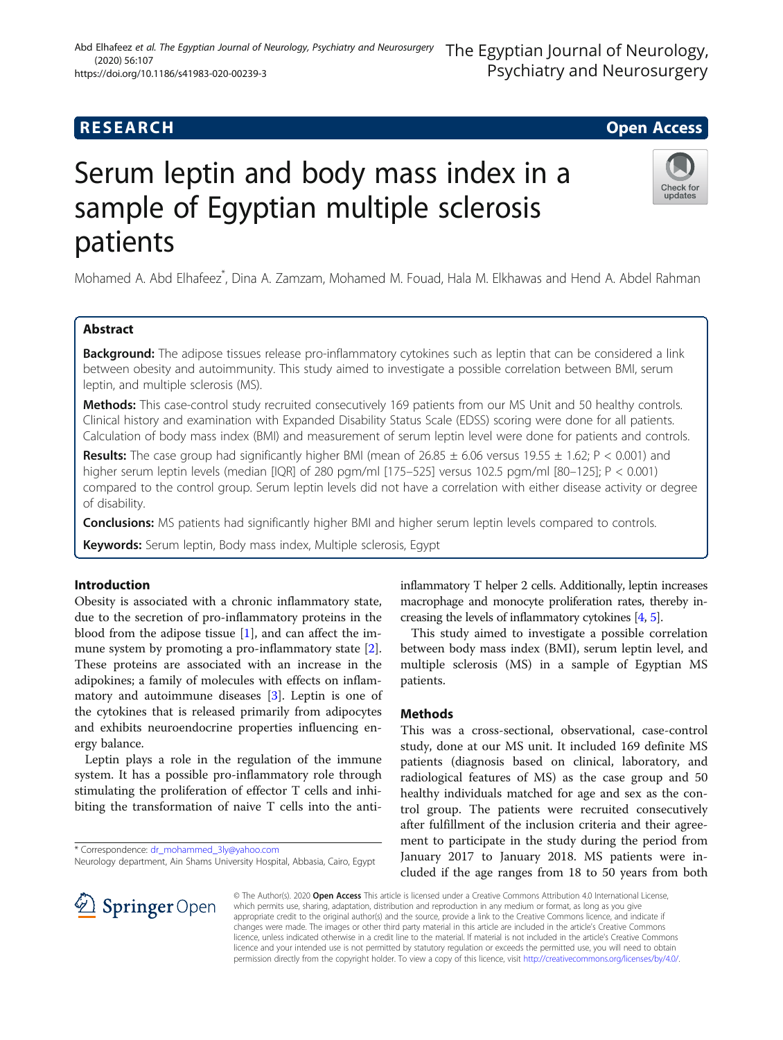RESEARCH Open Access

# Serum leptin and body mass index in a sample of Egyptian multiple sclerosis patients

Mohamed A. Abd Elhafeez*, Dina A. Zamzam, Mohamed M. Fouad, Hala M. Elkhawas and Hend A. Abdel Rahman

## Abstract

**Background:** The adipose tissues release pro-inflammatory cytokines such as leptin that can be considered a link between obesity and autoimmunity. This study aimed to investigate a possible correlation between BMI, serum leptin, and multiple sclerosis (MS).

**Methods:** This case-control study recruited consecutively 169 patients from our MS Unit and 50 healthy controls. Clinical history and examination with Expanded Disability Status Scale (EDSS) scoring were done for all patients. Calculation of body mass index (BMI) and measurement of serum leptin level were done for patients and controls.

**Results:** The case group had significantly higher BMI (mean of 26.85 ± 6.06 versus 19.55 ± 1.62; $P < 0.001$) and higher serum leptin levels (median [IQR] of 280 pgm/ml [175–525] versus 102.5 pgm/ml [80–125]; $P < 0.001$) compared to the control group. Serum leptin levels did not have a correlation with either disease activity or degree of disability.

**Conclusions:** MS patients had significantly higher BMI and higher serum leptin levels compared to controls.

**Keywords:** Serum leptin, Body mass index, Multiple sclerosis, Egypt

## Introduction

Obesity is associated with a chronic inflammatory state, due to the secretion of pro-inflammatory proteins in the blood from the adipose tissue [1], and can affect the immune system by promoting a pro-inflammatory state [2]. These proteins are associated with an increase in the adipokines; a family of molecules with effects on inflammatory and autoimmune diseases [3]. Leptin is one of the cytokines that is released primarily from adipocytes and exhibits neuroendocrine properties influencing energy balance.

Leptin plays a role in the regulation of the immune system. It has a possible pro-inflammatory role through stimulating the proliferation of effector T cells and inhibiting the transformation of naive T cells into the anti-inflammatory T helper 2 cells. Additionally, leptin increases macrophage and monocyte proliferation rates, thereby increasing the levels of inflammatory cytokines [4, 5].

This study aimed to investigate a possible correlation between body mass index (BMI), serum leptin level, and multiple sclerosis (MS) in a sample of Egyptian MS patients.

## Methods

This was a cross-sectional, observational, case-control study, done at our MS unit. It included 169 definite MS patients (diagnosis based on clinical, laboratory, and radiological features of MS) as the case group and 50 healthy individuals matched for age and sex as the control group. The patients were recruited consecutively after fulfillment of the inclusion criteria and their agreement to participate in the study during the period from January 2017 to January 2018. MS patients were included if the age ranges from 18 to 50 years from both

* Correspondence: dr_mohammed_3ly@yahoo.com
Neurology department, Ain Shams University Hospital, Abbasia, Cairo, Egypt

© The Author(s). 2020 **Open Access** This article is licensed under a Creative Commons Attribution 4.0 International License, which permits use, sharing, adaptation, distribution and reproduction in any medium or format, as long as you give appropriate credit to the original author(s) and the source, provide a link to the Creative Commons licence, and indicate if changes were made. The images or other third party material in this article are included in the article's Creative Commons licence, unless indicated otherwise in a credit line to the material. If material is not included in the article's Creative Commons licence and your intended use is not permitted by statutory regulation or exceeds the permitted use, you will need to obtain permission directly from the copyright holder. To view a copy of this licence, visit http://creativecommons.org/licenses/by/4.0/.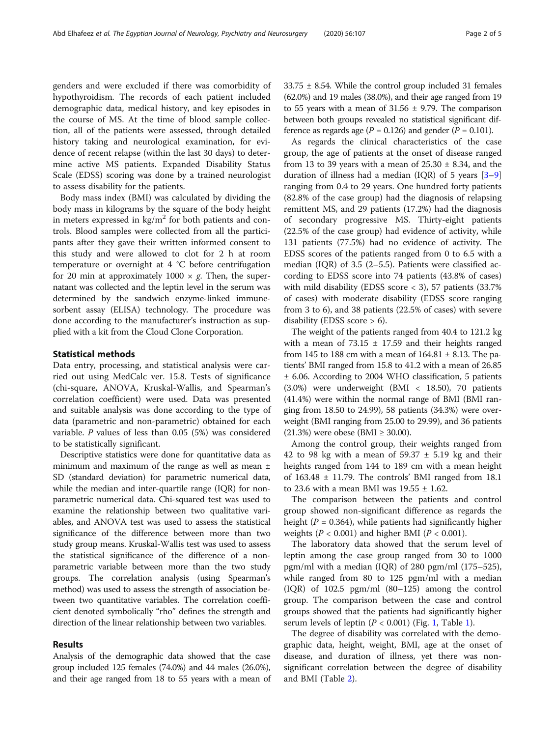genders and were excluded if there was comorbidity of hypothyroidism. The records of each patient included demographic data, medical history, and key episodes in the course of MS. At the time of blood sample collection, all of the patients were assessed, through detailed history taking and neurological examination, for evidence of recent relapse (within the last 30 days) for determine active MS patients. Expanded Disability Status Scale (EDSS) scoring was done by a trained neurologist to assess disability for the patients.

Body mass index (BMI) was calculated by dividing the body mass in kilograms by the square of the body height in meters expressed in $kg/m^2$ for both patients and controls. Blood samples were collected from all the participants after they gave their written informed consent to this study and were allowed to clot for 2 h at room temperature or overnight at 4 °C before centrifugation for 20 min at approximately $1000 \times g$. Then, the supernatant was collected and the leptin level in the serum was determined by the sandwich enzyme-linked immunesorbent assay (ELISA) technology. The procedure was done according to the manufacturer's instruction as supplied with a kit from the Cloud Clone Corporation.

## Statistical methods

Data entry, processing, and statistical analysis were carried out using MedCalc ver. 15.8. Tests of significance (chi-square, ANOVA, Kruskal-Wallis, and Spearman's correlation coefficient) were used. Data was presented and suitable analysis was done according to the type of data (parametric and non-parametric) obtained for each variable. $P$ values of less than 0.05 (5%) was considered to be statistically significant.

Descriptive statistics were done for quantitative data as minimum and maximum of the range as well as mean ± SD (standard deviation) for parametric numerical data, while the median and inter-quartile range (IQR) for non-parametric numerical data. Chi-squared test was used to examine the relationship between two qualitative variables, and ANOVA test was used to assess the statistical significance of the difference between more than two study group means. Kruskal-Wallis test was used to assess the statistical significance of the difference of a non-parametric variable between more than the two study groups. The correlation analysis (using Spearman's method) was used to assess the strength of association between two quantitative variables. The correlation coefficient denoted symbolically "rho" defines the strength and direction of the linear relationship between two variables.

## Results

Analysis of the demographic data showed that the case group included 125 females (74.0%) and 44 males (26.0%), and their age ranged from 18 to 55 years with a mean of 33.75 ± 8.54. While the control group included 31 females (62.0%) and 19 males (38.0%), and their age ranged from 19 to 55 years with a mean of 31.56 ± 9.79. The comparison between both groups revealed no statistical significant difference as regards age ($P = 0.126$) and gender ($P = 0.101$).

As regards the clinical characteristics of the case group, the age of patients at the onset of disease ranged from 13 to 39 years with a mean of 25.30 ± 8.34, and the duration of illness had a median (IQR) of 5 years [3–9] ranging from 0.4 to 29 years. One hundred forty patients (82.8% of the case group) had the diagnosis of relapsing remittent MS, and 29 patients (17.2%) had the diagnosis of secondary progressive MS. Thirty-eight patients (22.5% of the case group) had evidence of activity, while 131 patients (77.5%) had no evidence of activity. The EDSS scores of the patients ranged from 0 to 6.5 with a median (IQR) of 3.5 (2–5.5). Patients were classified according to EDSS score into 74 patients (43.8% of cases) with mild disability (EDSS score < 3), 57 patients (33.7% of cases) with moderate disability (EDSS score ranging from 3 to 6), and 38 patients (22.5% of cases) with severe disability (EDSS score > 6).

The weight of the patients ranged from 40.4 to 121.2 kg with a mean of 73.15 ± 17.59 and their heights ranged from 145 to 188 cm with a mean of 164.81 ± 8.13. The patients' BMI ranged from 15.8 to 41.2 with a mean of 26.85 ± 6.06. According to 2004 WHO classification, 5 patients (3.0%) were underweight (BMI < 18.50), 70 patients (41.4%) were within the normal range of BMI (BMI ranging from 18.50 to 24.99), 58 patients (34.3%) were overweight (BMI ranging from 25.00 to 29.99), and 36 patients (21.3%) were obese (BMI ≥ 30.00).

Among the control group, their weights ranged from 42 to 98 kg with a mean of 59.37 ± 5.19 kg and their heights ranged from 144 to 189 cm with a mean height of 163.48 ± 11.79. The controls' BMI ranged from 18.1 to 23.6 with a mean BMI was 19.55 ± 1.62.

The comparison between the patients and control group showed non-significant difference as regards the height ($P = 0.364$), while patients had significantly higher weights ($P < 0.001$) and higher BMI ($P < 0.001$).

The laboratory data showed that the serum level of leptin among the case group ranged from 30 to 1000 pgm/ml with a median (IQR) of 280 pgm/ml (175–525), while ranged from 80 to 125 pgm/ml with a median (IQR) of 102.5 pgm/ml (80–125) among the control group. The comparison between the case and control groups showed that the patients had significantly higher serum levels of leptin ($P < 0.001$) (Fig. 1, Table 1).

The degree of disability was correlated with the demographic data, height, weight, BMI, age at the onset of disease, and duration of illness, yet there was non-significant correlation between the degree of disability and BMI (Table 2).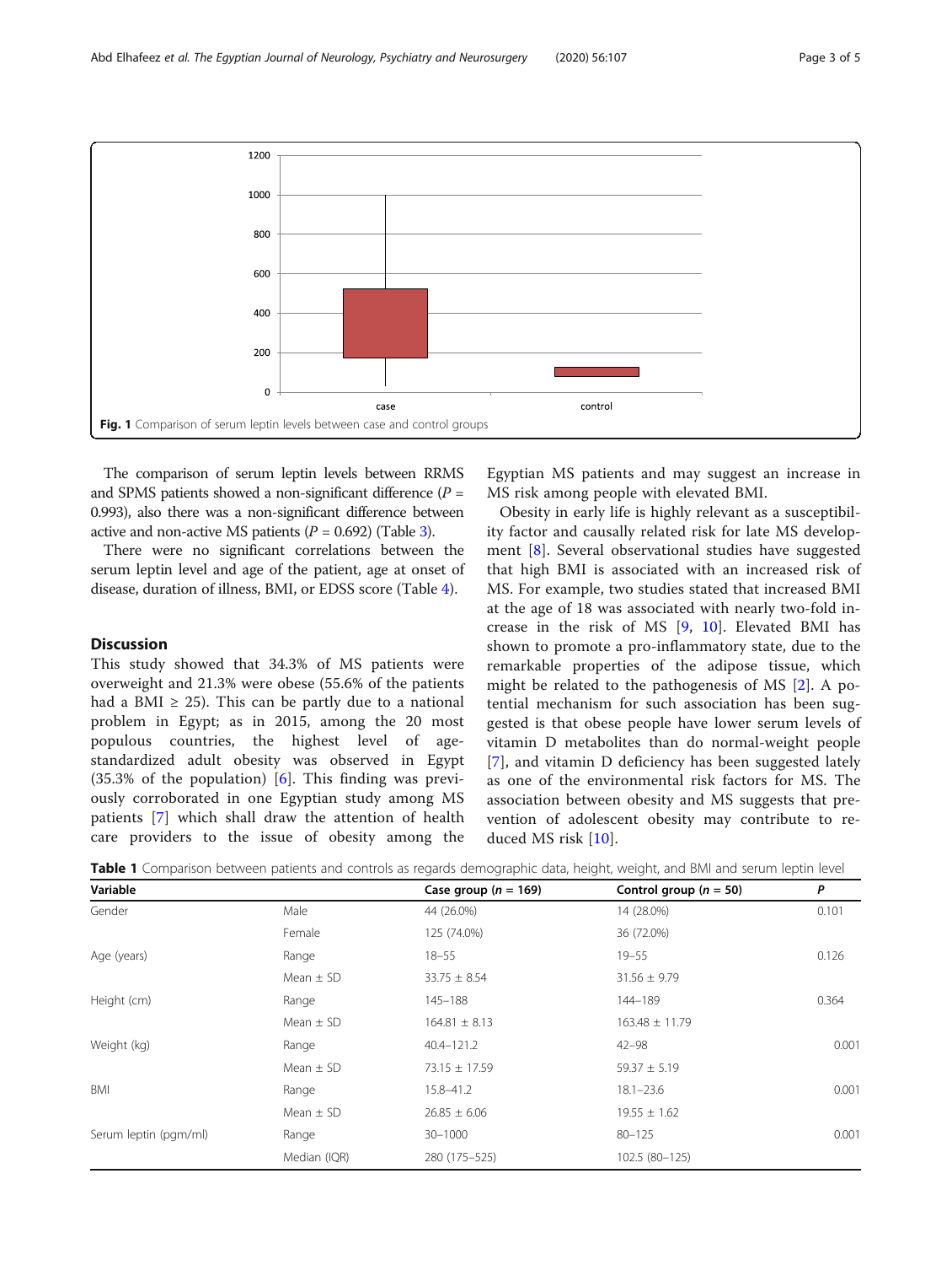Fig. 1 Comparison of serum leptin levels between case and control groups

The comparison of serum leptin levels between RRMS and SPMS patients showed a non-significant difference ($P$ = 0.993), also there was a non-significant difference between active and non-active MS patients ($P$ = 0.692) (Table 3).

There were no significant correlations between the serum leptin level and age of the patient, age at onset of disease, duration of illness, BMI, or EDSS score (Table 4).

## Discussion

This study showed that 34.3% of MS patients were overweight and 21.3% were obese (55.6% of the patients had a BMI ≥ 25). This can be partly due to a national problem in Egypt; as in 2015, among the 20 most populous countries, the highest level of age-standardized adult obesity was observed in Egypt (35.3% of the population) [6]. This finding was previously corroborated in one Egyptian study among MS patients [7] which shall draw the attention of health care providers to the issue of obesity among the Egyptian MS patients and may suggest an increase in MS risk among people with elevated BMI.

Obesity in early life is highly relevant as a susceptibility factor and causally related risk for late MS development [8]. Several observational studies have suggested that high BMI is associated with an increased risk of MS. For example, two studies stated that increased BMI at the age of 18 was associated with nearly two-fold increase in the risk of MS [9, 10]. Elevated BMI has shown to promote a pro-inflammatory state, due to the remarkable properties of the adipose tissue, which might be related to the pathogenesis of MS [2]. A potential mechanism for such association has been suggested is that obese people have lower serum levels of vitamin D metabolites than do normal-weight people [7], and vitamin D deficiency has been suggested lately as one of the environmental risk factors for MS. The association between obesity and MS suggests that prevention of adolescent obesity may contribute to reduced MS risk [10].

**Table 1** Comparison between patients and controls as regards demographic data, height, weight, and BMI and serum leptin level

| Variable | | Case group ($n$ = 169) | Control group ($n$ = 50) | $P$ |
|---|---|---|---|---|
| Gender | Male | 44 (26.0%) | 14 (28.0%) | 0.101 |
| | Female | 125 (74.0%) | 36 (72.0%) | |
| Age (years) | Range | 18–55 | 19–55 | 0.126 |
| | Mean ± SD | 33.75 ± 8.54 | 31.56 ± 9.79 | |
| Height (cm) | Range | 145–188 | 144–189 | 0.364 |
| | Mean ± SD | 164.81 ± 8.13 | 163.48 ± 11.79 | |
| Weight (kg) | Range | 40.4–121.2 | 42–98 | 0.001 |
| | Mean ± SD | 73.15 ± 17.59 | 59.37 ± 5.19 | |
| BMI | Range | 15.8–41.2 | 18.1–23.6 | 0.001 |
| | Mean ± SD | 26.85 ± 6.06 | 19.55 ± 1.62 | |
| Serum leptin (pgm/ml) | Range | 30–1000 | 80–125 | 0.001 |
| | Median (IQR) | 280 (175–525) | 102.5 (80–125) | |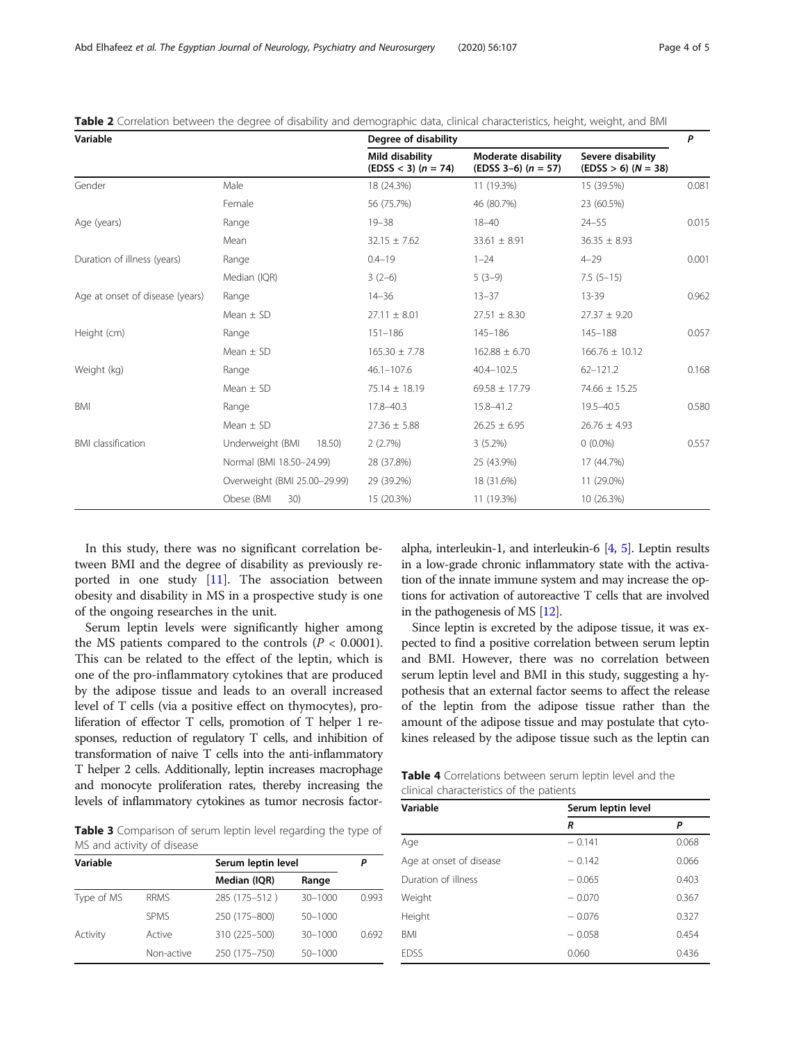**Table 2** Correlation between the degree of disability and demographic data, clinical characteristics, height, weight, and BMI

| Variable | | Degree of disability | | | P |
|---|---|---|---|---|---|
| | | Mild disability (EDSS < 3) (n = 74) | Moderate disability (EDSS 3–6) (n = 57) | Severe disability (EDSS > 6) (N = 38) | |
| Gender | Male | 18 (24.3%) | 11 (19.3%) | 15 (39.5%) | 0.081 |
| | Female | 56 (75.7%) | 46 (80.7%) | 23 (60.5%) | |
| Age (years) | Range | 19–38 | 18–40 | 24–55 | 0.015 |
| | Mean | 32.15 ± 7.62 | 33.61 ± 8.91 | 36.35 ± 8.93 | |
| Duration of illness (years) | Range | 0.4–19 | 1–24 | 4–29 | 0.001 |
| | Median (IQR) | 3 (2–6) | 5 (3–9) | 7.5 (5–15) | |
| Age at onset of disease (years) | Range | 14–36 | 13–37 | 13-39 | 0.962 |
| | Mean ± SD | 27.11 ± 8.01 | 27.51 ± 8.30 | 27.37 ± 9.20 | |
| Height (cm) | Range | 151–186 | 145–186 | 145–188 | 0.057 |
| | Mean ± SD | 165.30 ± 7.78 | 162.88 ± 6.70 | 166.76 ± 10.12 | |
| Weight (kg) | Range | 46.1–107.6 | 40.4–102.5 | 62–121.2 | 0.168 |
| | Mean ± SD | 75.14 ± 18.19 | 69.58 ± 17.79 | 74.66 ± 15.25 | |
| BMI | Range | 17.8–40.3 | 15.8–41.2 | 19.5–40.5 | 0.580 |
| | Mean ± SD | 27.36 ± 5.88 | 26.25 ± 6.95 | 26.76 ± 4.93 | |
| BMI classification | Underweight (BMI 18.50) | 2 (2.7%) | 3 (5.2%) | 0 (0.0%) | 0.557 |
| | Normal (BMI 18.50–24.99) | 28 (37.8%) | 25 (43.9%) | 17 (44.7%) | |
| | Overweight (BMI 25.00–29.99) | 29 (39.2%) | 18 (31.6%) | 11 (29.0%) | |
| | Obese (BMI 30) | 15 (20.3%) | 11 (19.3%) | 10 (26.3%) | |

In this study, there was no significant correlation between BMI and the degree of disability as previously reported in one study [11]. The association between obesity and disability in MS in a prospective study is one of the ongoing researches in the unit.

Serum leptin levels were significantly higher among the MS patients compared to the controls ($P < 0.0001$). This can be related to the effect of the leptin, which is one of the pro-inflammatory cytokines that are produced by the adipose tissue and leads to an overall increased level of T cells (via a positive effect on thymocytes), proliferation of effector T cells, promotion of T helper 1 responses, reduction of regulatory T cells, and inhibition of transformation of naive T cells into the anti-inflammatory T helper 2 cells. Additionally, leptin increases macrophage and monocyte proliferation rates, thereby increasing the levels of inflammatory cytokines as tumor necrosis factor-alpha, interleukin-1, and interleukin-6 [4, 5]. Leptin results in a low-grade chronic inflammatory state with the activation of the innate immune system and may increase the options for activation of autoreactive T cells that are involved in the pathogenesis of MS [12].

**Table 3** Comparison of serum leptin level regarding the type of MS and activity of disease

| Variable | | Serum leptin level | | P |
|---|---|---|---|---|
| | | Median (IQR) | Range | |
| Type of MS | RRMS | 285 (175–512 ) | 30–1000 | 0.993 |
| | SPMS | 250 (175–800) | 50–1000 | |
| Activity | Active | 310 (225–500) | 30–1000 | 0.692 |
| | Non-active | 250 (175–750) | 50–1000 | |

Since leptin is excreted by the adipose tissue, it was expected to find a positive correlation between serum leptin and BMI. However, there was no correlation between serum leptin level and BMI in this study, suggesting a hypothesis that an external factor seems to affect the release of the leptin from the adipose tissue rather than the amount of the adipose tissue and may postulate that cytokines released by the adipose tissue such as the leptin can

**Table 4** Correlations between serum leptin level and the clinical characteristics of the patients

| Variable | Serum leptin level | |
|---|---|---|
| | R | P |
| Age | − 0.141 | 0.068 |
| Age at onset of disease | − 0.142 | 0.066 |
| Duration of illness | − 0.065 | 0.403 |
| Weight | − 0.070 | 0.367 |
| Height | − 0.076 | 0.327 |
| BMI | − 0.058 | 0.454 |
| EDSS | 0.060 | 0.436 |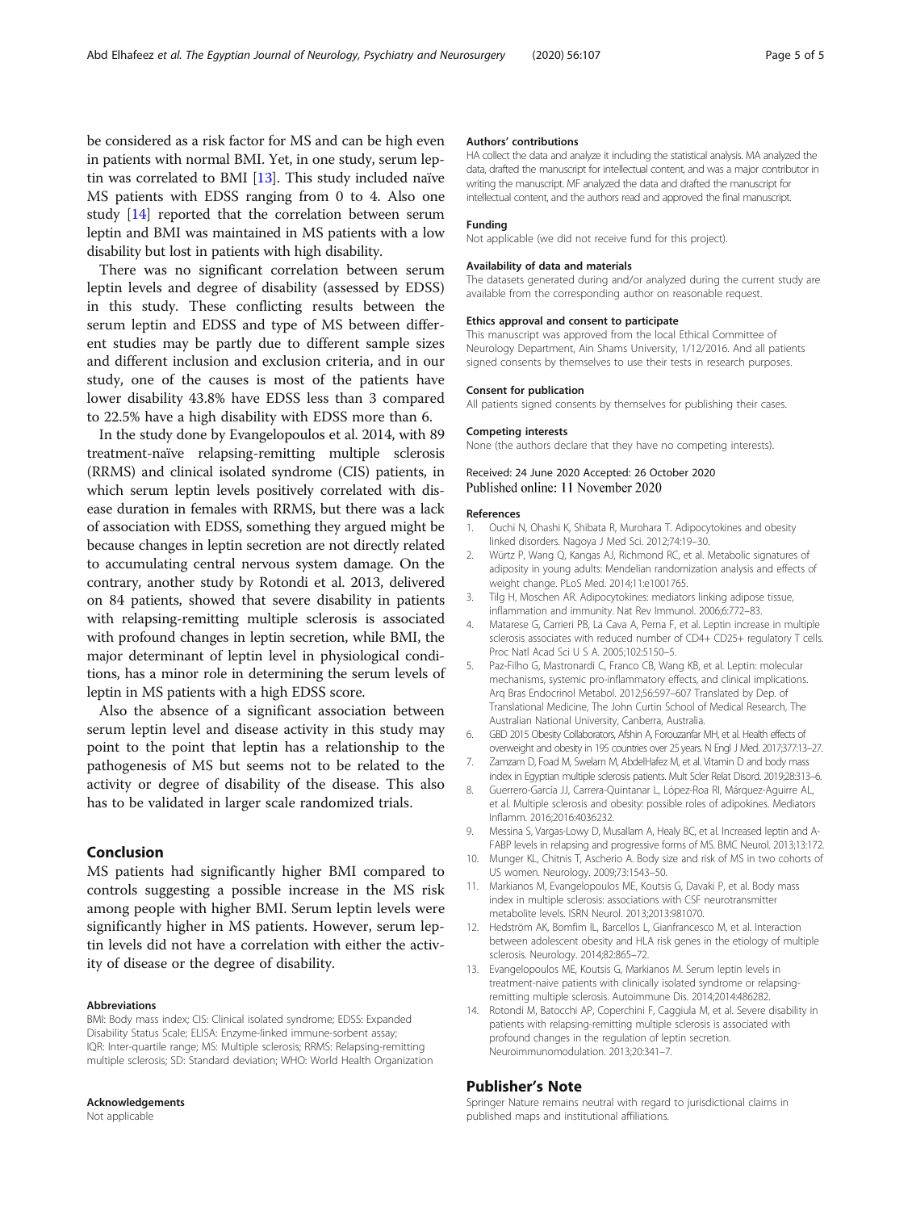be considered as a risk factor for MS and can be high even in patients with normal BMI. Yet, in one study, serum leptin was correlated to BMI [13]. This study included naïve MS patients with EDSS ranging from 0 to 4. Also one study [14] reported that the correlation between serum leptin and BMI was maintained in MS patients with a low disability but lost in patients with high disability.

There was no significant correlation between serum leptin levels and degree of disability (assessed by EDSS) in this study. These conflicting results between the serum leptin and EDSS and type of MS between different studies may be partly due to different sample sizes and different inclusion and exclusion criteria, and in our study, one of the causes is most of the patients have lower disability 43.8% have EDSS less than 3 compared to 22.5% have a high disability with EDSS more than 6.

In the study done by Evangelopoulos et al. 2014, with 89 treatment-naïve relapsing-remitting multiple sclerosis (RRMS) and clinical isolated syndrome (CIS) patients, in which serum leptin levels positively correlated with disease duration in females with RRMS, but there was a lack of association with EDSS, something they argued might be because changes in leptin secretion are not directly related to accumulating central nervous system damage. On the contrary, another study by Rotondi et al. 2013, delivered on 84 patients, showed that severe disability in patients with relapsing-remitting multiple sclerosis is associated with profound changes in leptin secretion, while BMI, the major determinant of leptin level in physiological conditions, has a minor role in determining the serum levels of leptin in MS patients with a high EDSS score.

Also the absence of a significant association between serum leptin level and disease activity in this study may point to the point that leptin has a relationship to the pathogenesis of MS but seems not to be related to the activity or degree of disability of the disease. This also has to be validated in larger scale randomized trials.

## Conclusion

MS patients had significantly higher BMI compared to controls suggesting a possible increase in the MS risk among people with higher BMI. Serum leptin levels were significantly higher in MS patients. However, serum leptin levels did not have a correlation with either the activity of disease or the degree of disability.

#### Abbreviations

BMI: Body mass index; CIS: Clinical isolated syndrome; EDSS: Expanded Disability Status Scale; ELISA: Enzyme-linked immune-sorbent assay; IQR: Inter-quartile range; MS: Multiple sclerosis; RRMS: Relapsing-remitting multiple sclerosis; SD: Standard deviation; WHO: World Health Organization

#### Acknowledgements

Not applicable

#### Authors' contributions

HA collect the data and analyze it including the statistical analysis. MA analyzed the data, drafted the manuscript for intellectual content, and was a major contributor in writing the manuscript. MF analyzed the data and drafted the manuscript for intellectual content, and the authors read and approved the final manuscript.

#### Funding

Not applicable (we did not receive fund for this project).

#### Availability of data and materials

The datasets generated during and/or analyzed during the current study are available from the corresponding author on reasonable request.

#### Ethics approval and consent to participate

This manuscript was approved from the local Ethical Committee of Neurology Department, Ain Shams University, 1/12/2016. And all patients signed consents by themselves to use their tests in research purposes.

#### Consent for publication

All patients signed consents by themselves for publishing their cases.

#### Competing interests

None (the authors declare that they have no competing interests).

Received: 24 June 2020 Accepted: 26 October 2020
Published online: 11 November 2020

#### References

1. Ouchi N, Ohashi K, Shibata R, Murohara T. Adipocytokines and obesity linked disorders. Nagoya J Med Sci. 2012;74:19–30.
2. Würtz P, Wang Q, Kangas AJ, Richmond RC, et al. Metabolic signatures of adiposity in young adults: Mendelian randomization analysis and effects of weight change. PLoS Med. 2014;11:e1001765.
3. Tilg H, Moschen AR. Adipocytokines: mediators linking adipose tissue, inflammation and immunity. Nat Rev Immunol. 2006;6:772–83.
4. Matarese G, Carrieri PB, La Cava A, Perna F, et al. Leptin increase in multiple sclerosis associates with reduced number of CD4+ CD25+ regulatory T cells. Proc Natl Acad Sci U S A. 2005;102:5150–5.
5. Paz-Filho G, Mastronardi C, Franco CB, Wang KB, et al. Leptin: molecular mechanisms, systemic pro-inflammatory effects, and clinical implications. Arq Bras Endocrinol Metabol. 2012;56:597–607 Translated by Dep. of Translational Medicine, The John Curtin School of Medical Research, The Australian National University, Canberra, Australia.
6. GBD 2015 Obesity Collaborators, Afshin A, Forouzanfar MH, et al. Health effects of overweight and obesity in 195 countries over 25 years. N Engl J Med. 2017;377:13–27.
7. Zamzam D, Foad M, Swelam M, AbdelHafez M, et al. Vitamin D and body mass index in Egyptian multiple sclerosis patients. Mult Scler Relat Disord. 2019;28:313–6.
8. Guerrero-García JJ, Carrera-Quintanar L, López-Roa RI, Márquez-Aguirre AL, et al. Multiple sclerosis and obesity: possible roles of adipokines. Mediators Inflamm. 2016;2016:4036232.
9. Messina S, Vargas-Lowy D, Musallam A, Healy BC, et al. Increased leptin and A-FABP levels in relapsing and progressive forms of MS. BMC Neurol. 2013;13:172.
10. Munger KL, Chitnis T, Ascherio A. Body size and risk of MS in two cohorts of US women. Neurology. 2009;73:1543–50.
11. Markianos M, Evangelopoulos ME, Koutsis G, Davaki P, et al. Body mass index in multiple sclerosis: associations with CSF neurotransmitter metabolite levels. ISRN Neurol. 2013;2013:981070.
12. Hedström AK, Bomfim IL, Barcellos L, Gianfrancesco M, et al. Interaction between adolescent obesity and HLA risk genes in the etiology of multiple sclerosis. Neurology. 2014;82:865–72.
13. Evangelopoulos ME, Koutsis G, Markianos M. Serum leptin levels in treatment-naive patients with clinically isolated syndrome or relapsing-remitting multiple sclerosis. Autoimmune Dis. 2014;2014:486282.
14. Rotondi M, Batocchi AP, Coperchini F, Caggiula M, et al. Severe disability in patients with relapsing-remitting multiple sclerosis is associated with profound changes in the regulation of leptin secretion. Neuroimmunomodulation. 2013;20:341–7.

## Publisher's Note

Springer Nature remains neutral with regard to jurisdictional claims in published maps and institutional affiliations.